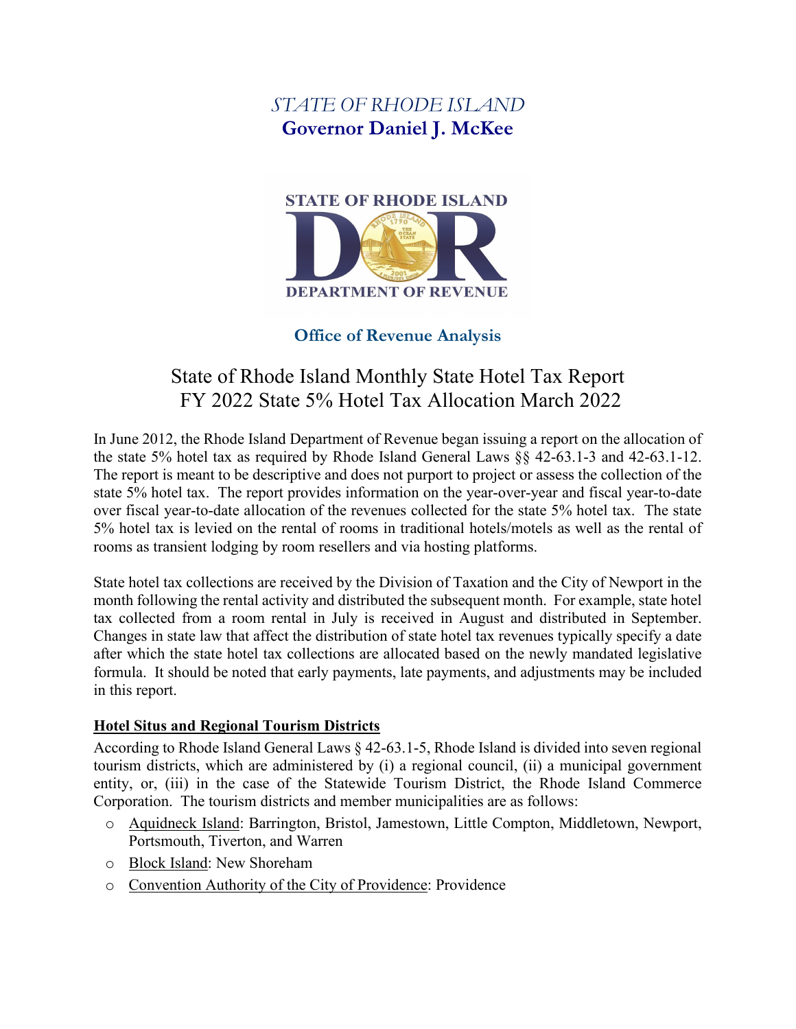*STATE OF RHODE ISLAND*
**Governor Daniel J. McKee**

STATE OF RHODE ISLAND
DEPARTMENT OF REVENUE

**Office of Revenue Analysis**

# State of Rhode Island Monthly State Hotel Tax Report FY 2022 State 5% Hotel Tax Allocation March 2022

In June 2012, the Rhode Island Department of Revenue began issuing a report on the allocation of the state 5% hotel tax as required by Rhode Island General Laws §§ 42-63.1-3 and 42-63.1-12. The report is meant to be descriptive and does not purport to project or assess the collection of the state 5% hotel tax. The report provides information on the year-over-year and fiscal year-to-date over fiscal year-to-date allocation of the revenues collected for the state 5% hotel tax. The state 5% hotel tax is levied on the rental of rooms in traditional hotels/motels as well as the rental of rooms as transient lodging by room resellers and via hosting platforms.

State hotel tax collections are received by the Division of Taxation and the City of Newport in the month following the rental activity and distributed the subsequent month. For example, state hotel tax collected from a room rental in July is received in August and distributed in September. Changes in state law that affect the distribution of state hotel tax revenues typically specify a date after which the state hotel tax collections are allocated based on the newly mandated legislative formula. It should be noted that early payments, late payments, and adjustments may be included in this report.

## Hotel Situs and Regional Tourism Districts

According to Rhode Island General Laws § 42-63.1-5, Rhode Island is divided into seven regional tourism districts, which are administered by (i) a regional council, (ii) a municipal government entity, or, (iii) in the case of the Statewide Tourism District, the Rhode Island Commerce Corporation. The tourism districts and member municipalities are as follows:

- Aquidneck Island: Barrington, Bristol, Jamestown, Little Compton, Middletown, Newport, Portsmouth, Tiverton, and Warren
- Block Island: New Shoreham
- Convention Authority of the City of Providence: Providence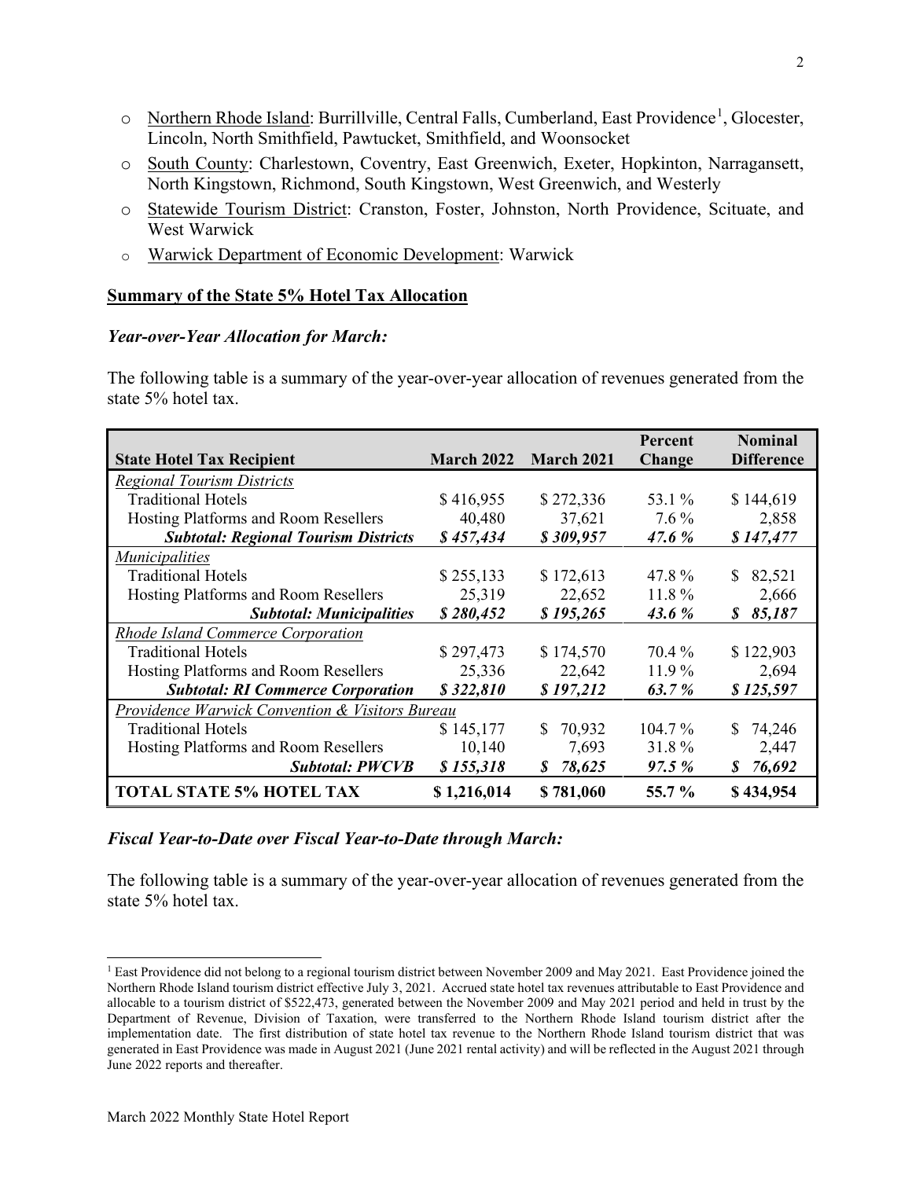- Northern Rhode Island: Burrillville, Central Falls, Cumberland, East Providence[1], Glocester, Lincoln, North Smithfield, Pawtucket, Smithfield, and Woonsocket
- South County: Charlestown, Coventry, East Greenwich, Exeter, Hopkinton, Narragansett, North Kingstown, Richmond, South Kingstown, West Greenwich, and Westerly
- Statewide Tourism District: Cranston, Foster, Johnston, North Providence, Scituate, and West Warwick
- Warwick Department of Economic Development: Warwick

**Summary of the State 5% Hotel Tax Allocation**

***Year-over-Year Allocation for March:***

The following table is a summary of the year-over-year allocation of revenues generated from the state 5% hotel tax.

| State Hotel Tax Recipient | March 2022 | March 2021 | Percent Change | Nominal Difference |
|---|---|---|---|---|
| *Regional Tourism Districts* | | | | |
| Traditional Hotels | $ 416,955 | $ 272,336 | 53.1 % | $ 144,619 |
| Hosting Platforms and Room Resellers | 40,480 | 37,621 | 7.6 % | 2,858 |
| ***Subtotal: Regional Tourism Districts*** | ***$ 457,434*** | ***$ 309,957*** | ***47.6 %*** | ***$ 147,477*** |
| *Municipalities* | | | | |
| Traditional Hotels | $ 255,133 | $ 172,613 | 47.8 % | $ 82,521 |
| Hosting Platforms and Room Resellers | 25,319 | 22,652 | 11.8 % | 2,666 |
| ***Subtotal: Municipalities*** | ***$ 280,452*** | ***$ 195,265*** | ***43.6 %*** | ***$ 85,187*** |
| *Rhode Island Commerce Corporation* | | | | |
| Traditional Hotels | $ 297,473 | $ 174,570 | 70.4 % | $ 122,903 |
| Hosting Platforms and Room Resellers | 25,336 | 22,642 | 11.9 % | 2,694 |
| ***Subtotal: RI Commerce Corporation*** | ***$ 322,810*** | ***$ 197,212*** | ***63.7 %*** | ***$ 125,597*** |
| *Providence Warwick Convention & Visitors Bureau* | | | | |
| Traditional Hotels | $ 145,177 | $ 70,932 | 104.7 % | $ 74,246 |
| Hosting Platforms and Room Resellers | 10,140 | 7,693 | 31.8 % | 2,447 |
| ***Subtotal: PWCVB*** | ***$ 155,318*** | ***$ 78,625*** | ***97.5 %*** | ***$ 76,692*** |
| **TOTAL STATE 5% HOTEL TAX** | **$ 1,216,014** | **$ 781,060** | **55.7 %** | **$ 434,954** |

***Fiscal Year-to-Date over Fiscal Year-to-Date through March:***

The following table is a summary of the year-over-year allocation of revenues generated from the state 5% hotel tax.

[1] East Providence did not belong to a regional tourism district between November 2009 and May 2021. East Providence joined the Northern Rhode Island tourism district effective July 3, 2021. Accrued state hotel tax revenues attributable to East Providence and allocable to a tourism district of $522,473, generated between the November 2009 and May 2021 period and held in trust by the Department of Revenue, Division of Taxation, were transferred to the Northern Rhode Island tourism district after the implementation date. The first distribution of state hotel tax revenue to the Northern Rhode Island tourism district that was generated in East Providence was made in August 2021 (June 2021 rental activity) and will be reflected in the August 2021 through June 2022 reports and thereafter.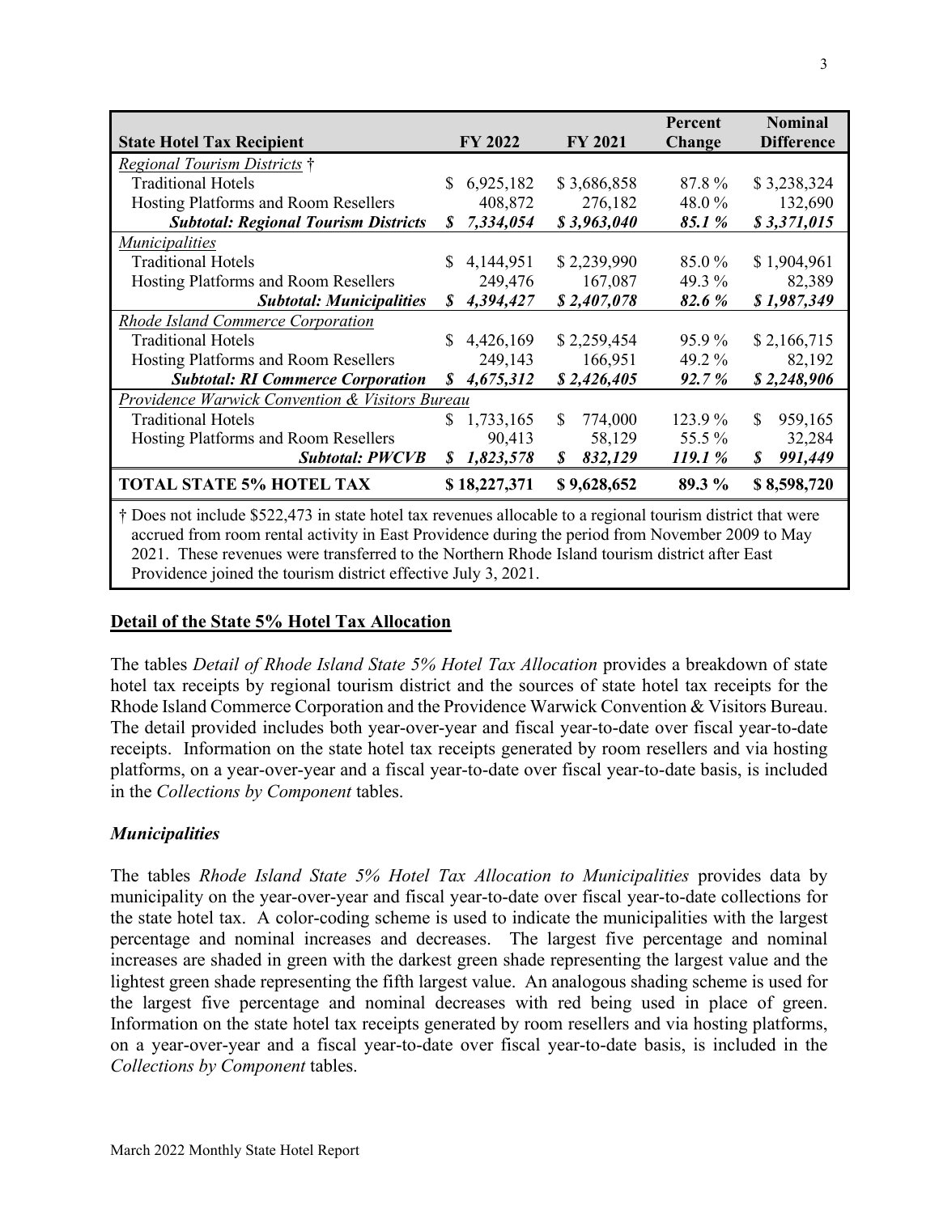| State Hotel Tax Recipient | FY 2022 | FY 2021 | Percent Change | Nominal Difference |
|---|---|---|---|---|
| *Regional Tourism Districts* † | | | | |
| Traditional Hotels | $ 6,925,182 | $ 3,686,858 | 87.8 % | $ 3,238,324 |
| Hosting Platforms and Room Resellers | 408,872 | 276,182 | 48.0 % | 132,690 |
| ***Subtotal: Regional Tourism Districts*** | ***$ 7,334,054*** | ***$ 3,963,040*** | ***85.1 %*** | ***$ 3,371,015*** |
| *Municipalities* | | | | |
| Traditional Hotels | $ 4,144,951 | $ 2,239,990 | 85.0 % | $ 1,904,961 |
| Hosting Platforms and Room Resellers | 249,476 | 167,087 | 49.3 % | 82,389 |
| ***Subtotal: Municipalities*** | ***$ 4,394,427*** | ***$ 2,407,078*** | ***82.6 %*** | ***$ 1,987,349*** |
| *Rhode Island Commerce Corporation* | | | | |
| Traditional Hotels | $ 4,426,169 | $ 2,259,454 | 95.9 % | $ 2,166,715 |
| Hosting Platforms and Room Resellers | 249,143 | 166,951 | 49.2 % | 82,192 |
| ***Subtotal: RI Commerce Corporation*** | ***$ 4,675,312*** | ***$ 2,426,405*** | ***92.7 %*** | ***$ 2,248,906*** |
| *Providence Warwick Convention & Visitors Bureau* | | | | |
| Traditional Hotels | $ 1,733,165 | $ 774,000 | 123.9 % | $ 959,165 |
| Hosting Platforms and Room Resellers | 90,413 | 58,129 | 55.5 % | 32,284 |
| ***Subtotal: PWCVB*** | ***$ 1,823,578*** | ***$ 832,129*** | ***119.1 %*** | ***$ 991,449*** |
| **TOTAL STATE 5% HOTEL TAX** | **$ 18,227,371** | **$ 9,628,652** | **89.3 %** | **$ 8,598,720** |

† Does not include $522,473 in state hotel tax revenues allocable to a regional tourism district that were accrued from room rental activity in East Providence during the period from November 2009 to May 2021. These revenues were transferred to the Northern Rhode Island tourism district after East Providence joined the tourism district effective July 3, 2021.

## Detail of the State 5% Hotel Tax Allocation

The tables *Detail of Rhode Island State 5% Hotel Tax Allocation* provides a breakdown of state hotel tax receipts by regional tourism district and the sources of state hotel tax receipts for the Rhode Island Commerce Corporation and the Providence Warwick Convention & Visitors Bureau. The detail provided includes both year-over-year and fiscal year-to-date over fiscal year-to-date receipts. Information on the state hotel tax receipts generated by room resellers and via hosting platforms, on a year-over-year and a fiscal year-to-date over fiscal year-to-date basis, is included in the *Collections by Component* tables.

### *Municipalities*

The tables *Rhode Island State 5% Hotel Tax Allocation to Municipalities* provides data by municipality on the year-over-year and fiscal year-to-date over fiscal year-to-date collections for the state hotel tax. A color-coding scheme is used to indicate the municipalities with the largest percentage and nominal increases and decreases. The largest five percentage and nominal increases are shaded in green with the darkest green shade representing the largest value and the lightest green shade representing the fifth largest value. An analogous shading scheme is used for the largest five percentage and nominal decreases with red being used in place of green. Information on the state hotel tax receipts generated by room resellers and via hosting platforms, on a year-over-year and a fiscal year-to-date over fiscal year-to-date basis, is included in the *Collections by Component* tables.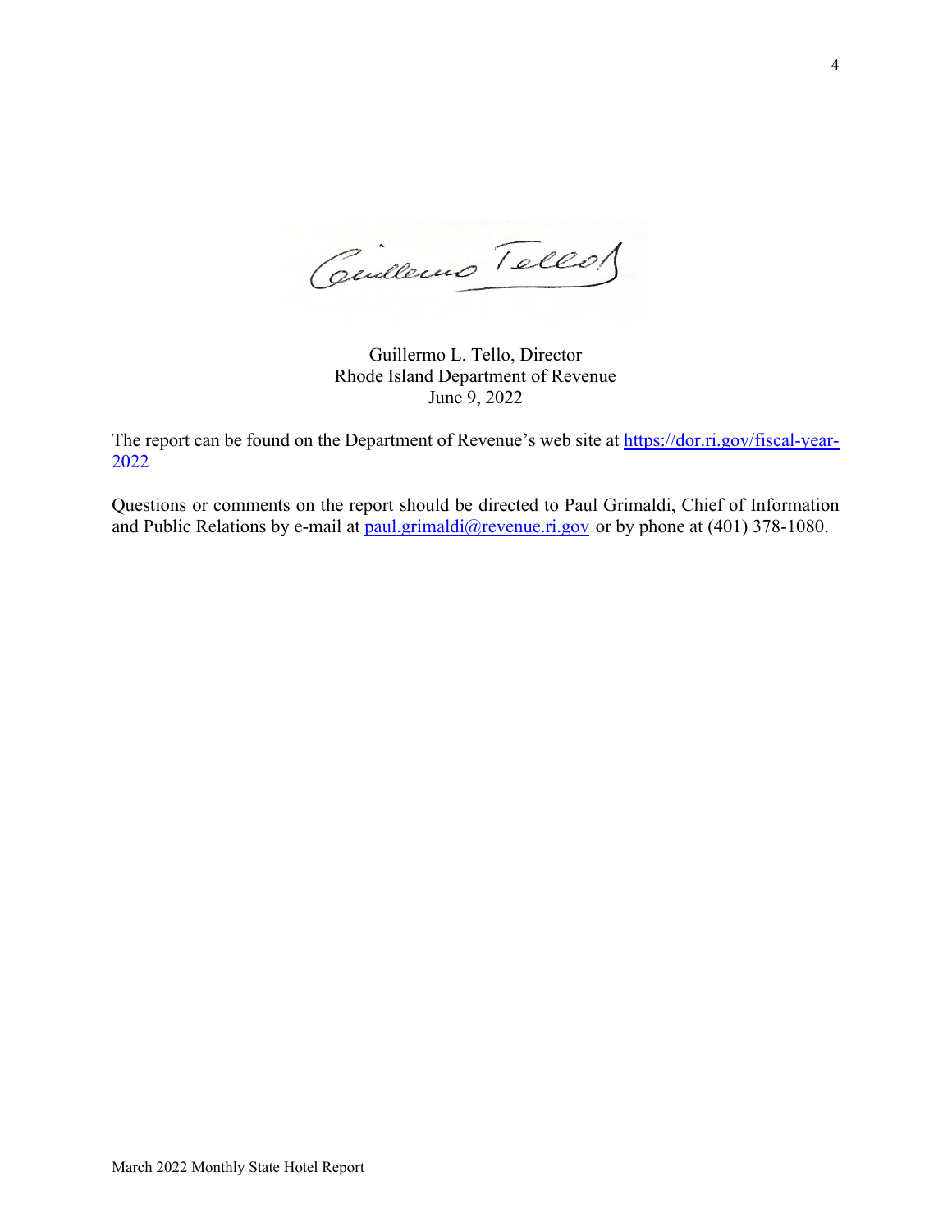Guillermo L. Tello, Director
Rhode Island Department of Revenue
June 9, 2022

The report can be found on the Department of Revenue's web site at https://dor.ri.gov/fiscal-year-2022

Questions or comments on the report should be directed to Paul Grimaldi, Chief of Information and Public Relations by e-mail at paul.grimaldi@revenue.ri.gov or by phone at (401) 378-1080.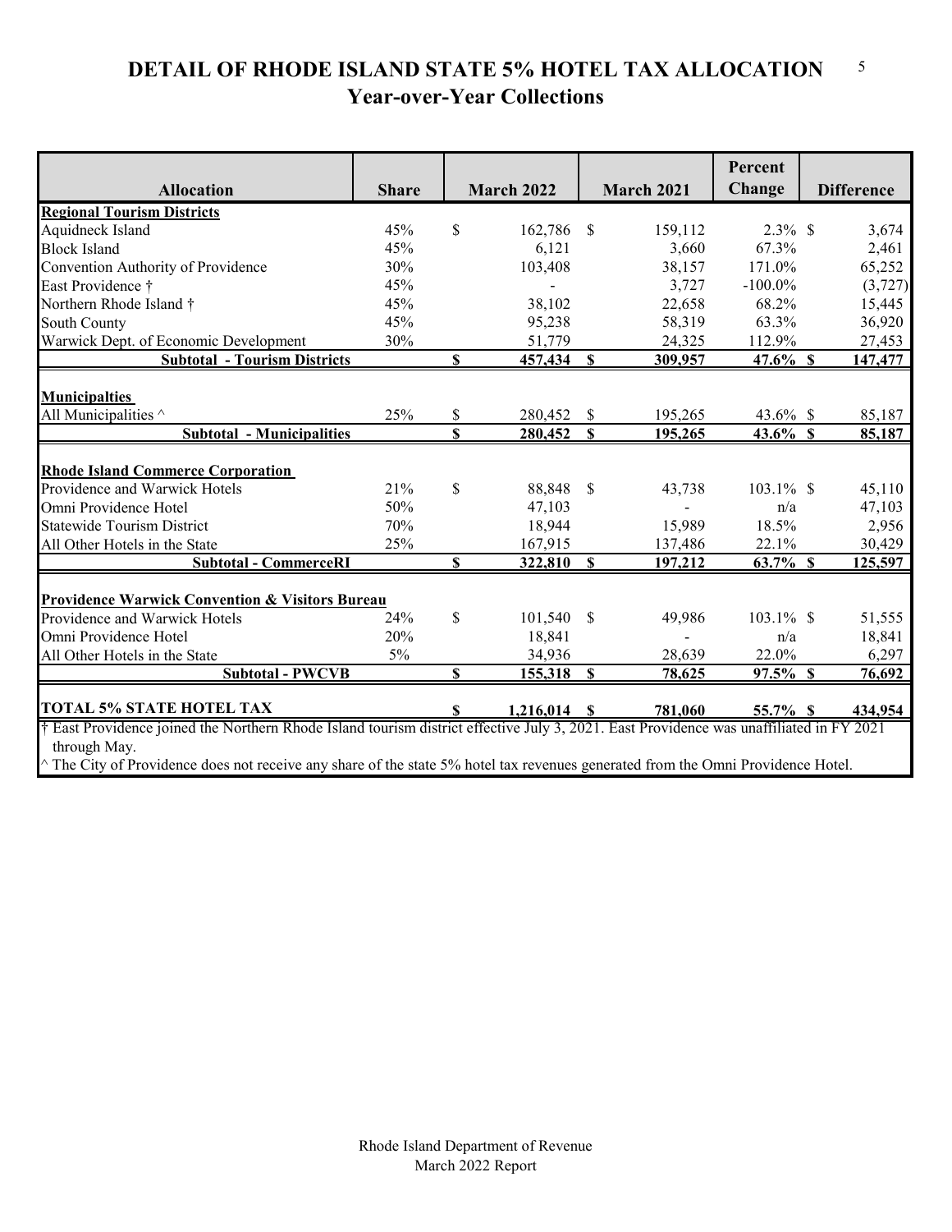# DETAIL OF RHODE ISLAND STATE 5% HOTEL TAX ALLOCATION
## Year-over-Year Collections

| Allocation | Share | March 2022 | March 2021 | Percent Change | Difference |
|---|---|---|---|---|---|
| **Regional Tourism Districts** | | | | | |
| Aquidneck Island | 45% | $ 162,786 | $ 159,112 | 2.3% | $ 3,674 |
| Block Island | 45% | 6,121 | 3,660 | 67.3% | 2,461 |
| Convention Authority of Providence | 30% | 103,408 | 38,157 | 171.0% | 65,252 |
| East Providence † | 45% | - | 3,727 | -100.0% | (3,727) |
| Northern Rhode Island † | 45% | 38,102 | 22,658 | 68.2% | 15,445 |
| South County | 45% | 95,238 | 58,319 | 63.3% | 36,920 |
| Warwick Dept. of Economic Development | 30% | 51,779 | 24,325 | 112.9% | 27,453 |
| **Subtotal - Tourism Districts** | | **$ 457,434** | **$ 309,957** | **47.6%** | **$ 147,477** |
| **Municipalties** | | | | | |
| All Municipalities ^ | 25% | $ 280,452 | $ 195,265 | 43.6% | $ 85,187 |
| **Subtotal - Municipalities** | | **$ 280,452** | **$ 195,265** | **43.6%** | **$ 85,187** |
| **Rhode Island Commerce Corporation** | | | | | |
| Providence and Warwick Hotels | 21% | $ 88,848 | $ 43,738 | 103.1% | $ 45,110 |
| Omni Providence Hotel | 50% | 47,103 | - | n/a | 47,103 |
| Statewide Tourism District | 70% | 18,944 | 15,989 | 18.5% | 2,956 |
| All Other Hotels in the State | 25% | 167,915 | 137,486 | 22.1% | 30,429 |
| **Subtotal - CommerceRI** | | **$ 322,810** | **$ 197,212** | **63.7%** | **$ 125,597** |
| **Providence Warwick Convention & Visitors Bureau** | | | | | |
| Providence and Warwick Hotels | 24% | $ 101,540 | $ 49,986 | 103.1% | $ 51,555 |
| Omni Providence Hotel | 20% | 18,841 | - | n/a | 18,841 |
| All Other Hotels in the State | 5% | 34,936 | 28,639 | 22.0% | 6,297 |
| **Subtotal - PWCVB** | | **$ 155,318** | **$ 78,625** | **97.5%** | **$ 76,692** |
| **TOTAL 5% STATE HOTEL TAX** | | **$ 1,216,014** | **$ 781,060** | **55.7%** | **$ 434,954** |

† East Providence joined the Northern Rhode Island tourism district effective July 3, 2021. East Providence was unaffiliated in FY 2021 through May.

^ The City of Providence does not receive any share of the state 5% hotel tax revenues generated from the Omni Providence Hotel.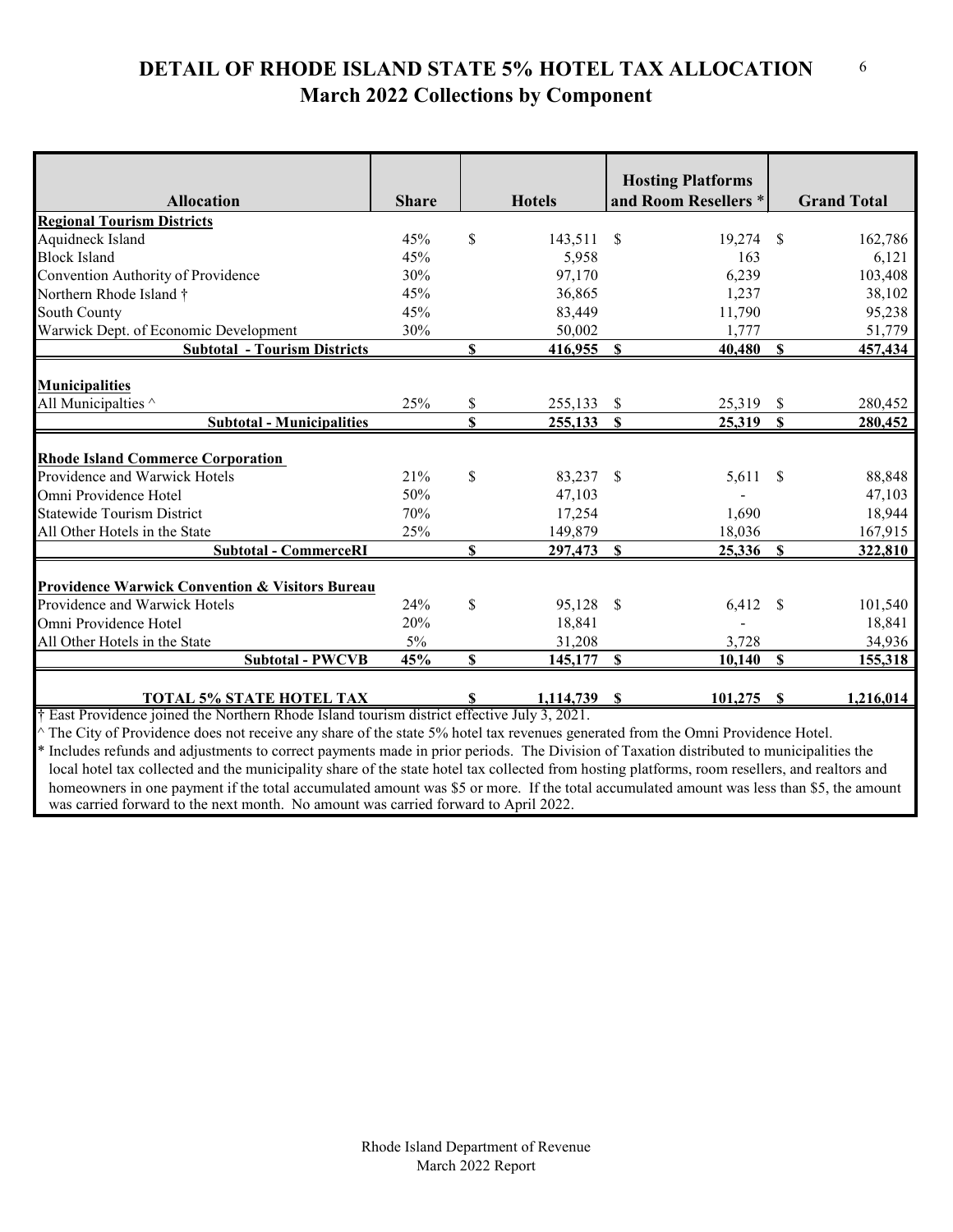# DETAIL OF RHODE ISLAND STATE 5% HOTEL TAX ALLOCATION
## March 2022 Collections by Component

| Allocation | Share | Hotels | Hosting Platforms and Room Resellers * | Grand Total |
|---|---|---|---|---|
| **Regional Tourism Districts** | | | | |
| Aquidneck Island | 45% | $ 143,511 | $ 19,274 | $ 162,786 |
| Block Island | 45% | 5,958 | 163 | 6,121 |
| Convention Authority of Providence | 30% | 97,170 | 6,239 | 103,408 |
| Northern Rhode Island † | 45% | 36,865 | 1,237 | 38,102 |
| South County | 45% | 83,449 | 11,790 | 95,238 |
| Warwick Dept. of Economic Development | 30% | 50,002 | 1,777 | 51,779 |
| **Subtotal - Tourism Districts** | | **$ 416,955** | **$ 40,480** | **$ 457,434** |
| **Municipalities** | | | | |
| All Municipalties ^ | 25% | $ 255,133 | $ 25,319 | $ 280,452 |
| **Subtotal - Municipalities** | | **$ 255,133** | **$ 25,319** | **$ 280,452** |
| **Rhode Island Commerce Corporation** | | | | |
| Providence and Warwick Hotels | 21% | $ 83,237 | $ 5,611 | $ 88,848 |
| Omni Providence Hotel | 50% | 47,103 | - | 47,103 |
| Statewide Tourism District | 70% | 17,254 | 1,690 | 18,944 |
| All Other Hotels in the State | 25% | 149,879 | 18,036 | 167,915 |
| **Subtotal - CommerceRI** | | **$ 297,473** | **$ 25,336** | **$ 322,810** |
| **Providence Warwick Convention & Visitors Bureau** | | | | |
| Providence and Warwick Hotels | 24% | $ 95,128 | $ 6,412 | $ 101,540 |
| Omni Providence Hotel | 20% | 18,841 | - | 18,841 |
| All Other Hotels in the State | 5% | 31,208 | 3,728 | 34,936 |
| **Subtotal - PWCVB** | **45%** | **$ 145,177** | **$ 10,140** | **$ 155,318** |
| **TOTAL 5% STATE HOTEL TAX** | | **$ 1,114,739** | **$ 101,275** | **$ 1,216,014** |

† East Providence joined the Northern Rhode Island tourism district effective July 3, 2021.

^ The City of Providence does not receive any share of the state 5% hotel tax revenues generated from the Omni Providence Hotel.

* Includes refunds and adjustments to correct payments made in prior periods. The Division of Taxation distributed to municipalities the local hotel tax collected and the municipality share of the state hotel tax collected from hosting platforms, room resellers, and realtors and homeowners in one payment if the total accumulated amount was $5 or more. If the total accumulated amount was less than $5, the amount was carried forward to the next month. No amount was carried forward to April 2022.

Rhode Island Department of Revenue
March 2022 Report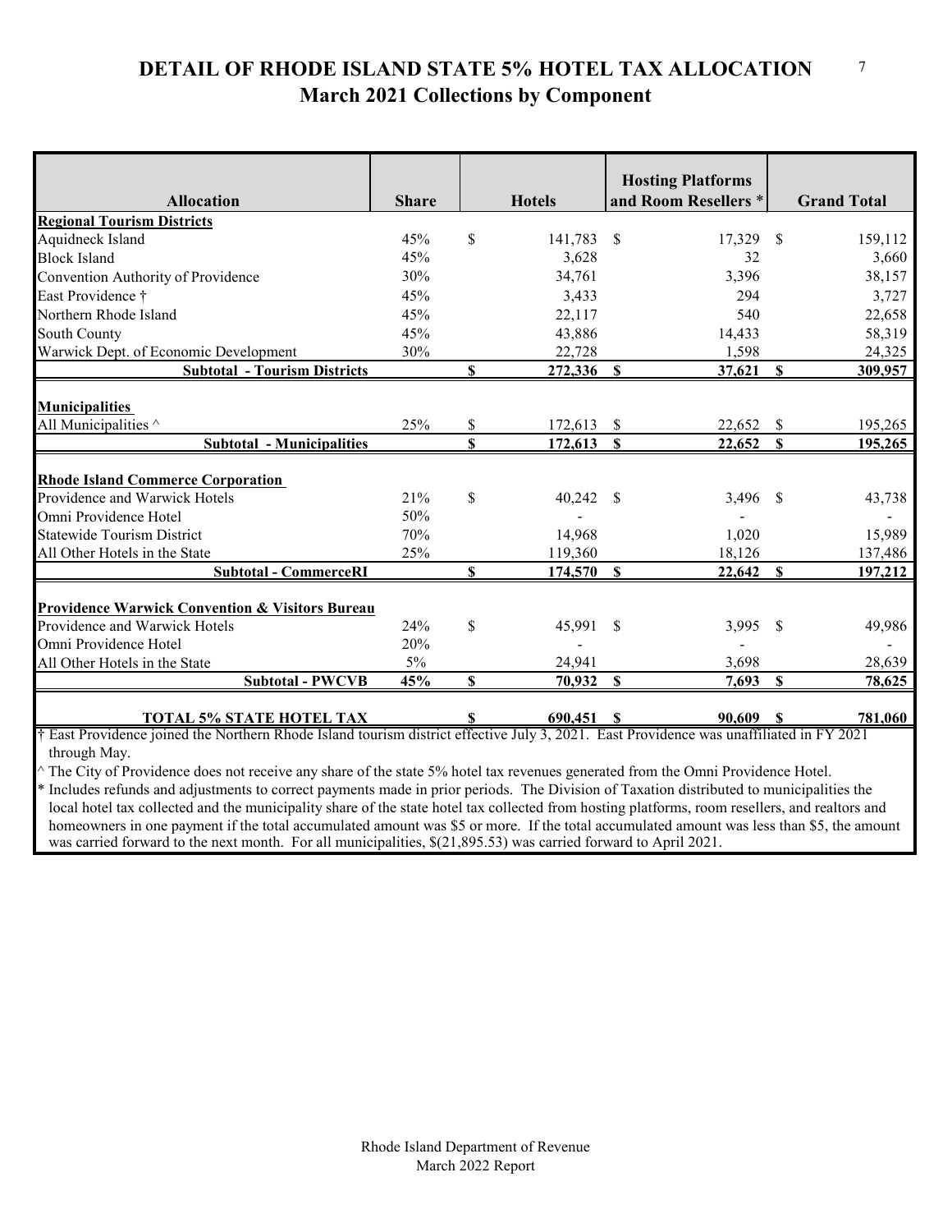# DETAIL OF RHODE ISLAND STATE 5% HOTEL TAX ALLOCATION
## March 2021 Collections by Component

| Allocation | Share | Hotels | Hosting Platforms and Room Resellers * | Grand Total |
|---|---|---|---|---|
| **Regional Tourism Districts** | | | | |
| Aquidneck Island | 45% | $ 141,783 | $ 17,329 | $ 159,112 |
| Block Island | 45% | 3,628 | 32 | 3,660 |
| Convention Authority of Providence | 30% | 34,761 | 3,396 | 38,157 |
| East Providence † | 45% | 3,433 | 294 | 3,727 |
| Northern Rhode Island | 45% | 22,117 | 540 | 22,658 |
| South County | 45% | 43,886 | 14,433 | 58,319 |
| Warwick Dept. of Economic Development | 30% | 22,728 | 1,598 | 24,325 |
| **Subtotal - Tourism Districts** | | **$ 272,336** | **$ 37,621** | **$ 309,957** |
| **Municipalities** | | | | |
| All Municipalities ^ | 25% | $ 172,613 | $ 22,652 | $ 195,265 |
| **Subtotal - Municipalities** | | **$ 172,613** | **$ 22,652** | **$ 195,265** |
| **Rhode Island Commerce Corporation** | | | | |
| Providence and Warwick Hotels | 21% | $ 40,242 | $ 3,496 | $ 43,738 |
| Omni Providence Hotel | 50% | - | - | - |
| Statewide Tourism District | 70% | 14,968 | 1,020 | 15,989 |
| All Other Hotels in the State | 25% | 119,360 | 18,126 | 137,486 |
| **Subtotal - CommerceRI** | | **$ 174,570** | **$ 22,642** | **$ 197,212** |
| **Providence Warwick Convention & Visitors Bureau** | | | | |
| Providence and Warwick Hotels | 24% | $ 45,991 | $ 3,995 | $ 49,986 |
| Omni Providence Hotel | 20% | - | - | - |
| All Other Hotels in the State | 5% | 24,941 | 3,698 | 28,639 |
| **Subtotal - PWCVB** | **45%** | **$ 70,932** | **$ 7,693** | **$ 78,625** |
| **TOTAL 5% STATE HOTEL TAX** | | **$ 690,451** | **$ 90,609** | **$ 781,060** |

† East Providence joined the Northern Rhode Island tourism district effective July 3, 2021. East Providence was unaffiliated in FY 2021 through May.

^ The City of Providence does not receive any share of the state 5% hotel tax revenues generated from the Omni Providence Hotel.

* Includes refunds and adjustments to correct payments made in prior periods. The Division of Taxation distributed to municipalities the local hotel tax collected and the municipality share of the state hotel tax collected from hosting platforms, room resellers, and realtors and homeowners in one payment if the total accumulated amount was $5 or more. If the total accumulated amount was less than $5, the amount was carried forward to the next month. For all municipalities, $(21,895.53) was carried forward to April 2021.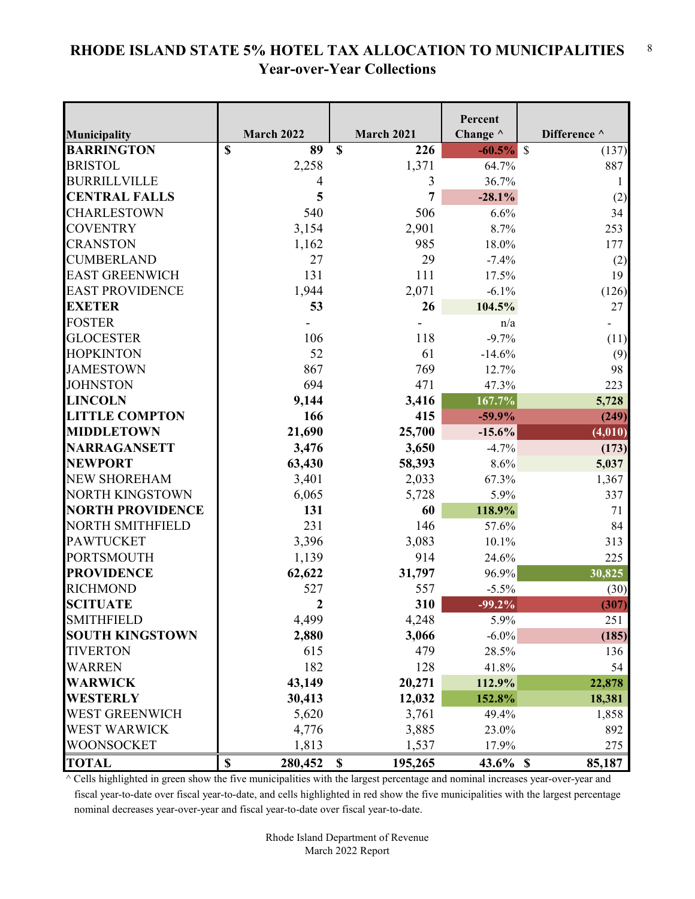# RHODE ISLAND STATE 5% HOTEL TAX ALLOCATION TO MUNICIPALITIES
## Year-over-Year Collections

| Municipality | March 2022 | March 2021 | Percent Change ^ | Difference ^ |
|---|---|---|---|---|
| **BARRINGTON** | **$ 89** | **$ 226** | **-60.5%** | $ (137) |
| BRISTOL | 2,258 | 1,371 | 64.7% | 887 |
| BURRILLVILLE | 4 | 3 | 36.7% | 1 |
| **CENTRAL FALLS** | **5** | **7** | **-28.1%** | (2) |
| CHARLESTOWN | 540 | 506 | 6.6% | 34 |
| COVENTRY | 3,154 | 2,901 | 8.7% | 253 |
| CRANSTON | 1,162 | 985 | 18.0% | 177 |
| CUMBERLAND | 27 | 29 | -7.4% | (2) |
| EAST GREENWICH | 131 | 111 | 17.5% | 19 |
| EAST PROVIDENCE | 1,944 | 2,071 | -6.1% | (126) |
| **EXETER** | **53** | **26** | **104.5%** | 27 |
| FOSTER | - | - | n/a | - |
| GLOCESTER | 106 | 118 | -9.7% | (11) |
| HOPKINTON | 52 | 61 | -14.6% | (9) |
| JAMESTOWN | 867 | 769 | 12.7% | 98 |
| JOHNSTON | 694 | 471 | 47.3% | 223 |
| **LINCOLN** | **9,144** | **3,416** | **167.7%** | **5,728** |
| **LITTLE COMPTON** | **166** | **415** | **-59.9%** | **(249)** |
| **MIDDLETOWN** | **21,690** | **25,700** | **-15.6%** | **(4,010)** |
| **NARRAGANSETT** | **3,476** | **3,650** | -4.7% | **(173)** |
| **NEWPORT** | **63,430** | **58,393** | 8.6% | **5,037** |
| NEW SHOREHAM | 3,401 | 2,033 | 67.3% | 1,367 |
| NORTH KINGSTOWN | 6,065 | 5,728 | 5.9% | 337 |
| **NORTH PROVIDENCE** | **131** | **60** | **118.9%** | 71 |
| NORTH SMITHFIELD | 231 | 146 | 57.6% | 84 |
| PAWTUCKET | 3,396 | 3,083 | 10.1% | 313 |
| PORTSMOUTH | 1,139 | 914 | 24.6% | 225 |
| **PROVIDENCE** | **62,622** | **31,797** | 96.9% | **30,825** |
| RICHMOND | 527 | 557 | -5.5% | (30) |
| **SCITUATE** | **2** | **310** | **-99.2%** | **(307)** |
| SMITHFIELD | 4,499 | 4,248 | 5.9% | 251 |
| **SOUTH KINGSTOWN** | **2,880** | **3,066** | -6.0% | **(185)** |
| TIVERTON | 615 | 479 | 28.5% | 136 |
| WARREN | 182 | 128 | 41.8% | 54 |
| **WARWICK** | **43,149** | **20,271** | **112.9%** | **22,878** |
| **WESTERLY** | **30,413** | **12,032** | **152.8%** | **18,381** |
| WEST GREENWICH | 5,620 | 3,761 | 49.4% | 1,858 |
| WEST WARWICK | 4,776 | 3,885 | 23.0% | 892 |
| WOONSOCKET | 1,813 | 1,537 | 17.9% | 275 |
| **TOTAL** | **$ 280,452** | **$ 195,265** | **43.6%** | **$ 85,187** |

^ Cells highlighted in green show the five municipalities with the largest percentage and nominal increases year-over-year and fiscal year-to-date over fiscal year-to-date, and cells highlighted in red show the five municipalities with the largest percentage nominal decreases year-over-year and fiscal year-to-date over fiscal year-to-date.

Rhode Island Department of Revenue
March 2022 Report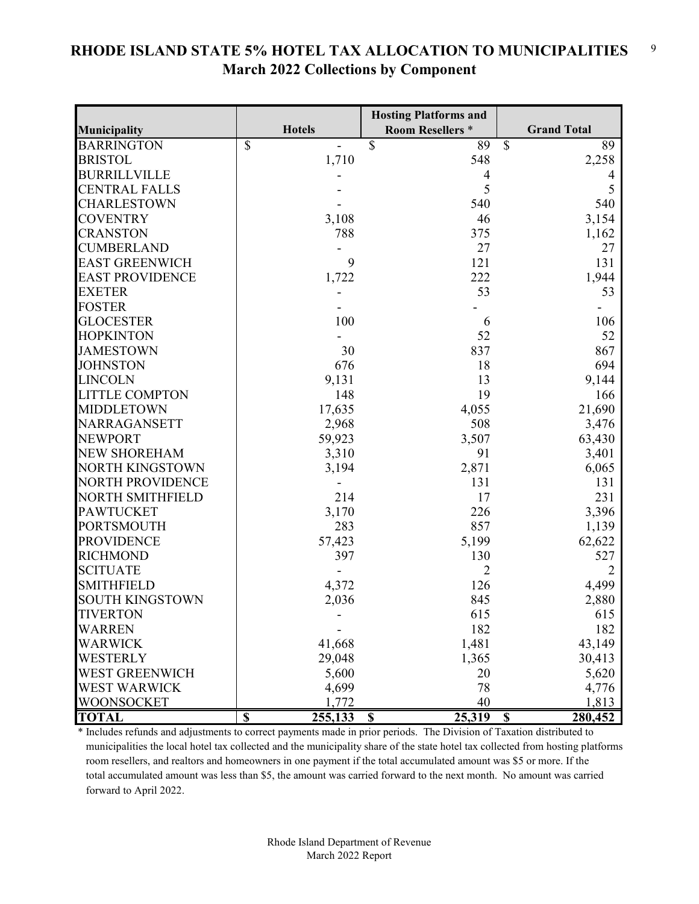# RHODE ISLAND STATE 5% HOTEL TAX ALLOCATION TO MUNICIPALITIES
## March 2022 Collections by Component

| Municipality | Hotels | Hosting Platforms and Room Resellers * | Grand Total |
|---|---|---|---|
| BARRINGTON | $ - | $ 89 | $ 89 |
| BRISTOL | 1,710 | 548 | 2,258 |
| BURRILLVILLE | - | 4 | 4 |
| CENTRAL FALLS | - | 5 | 5 |
| CHARLESTOWN | - | 540 | 540 |
| COVENTRY | 3,108 | 46 | 3,154 |
| CRANSTON | 788 | 375 | 1,162 |
| CUMBERLAND | - | 27 | 27 |
| EAST GREENWICH | 9 | 121 | 131 |
| EAST PROVIDENCE | 1,722 | 222 | 1,944 |
| EXETER | - | 53 | 53 |
| FOSTER | - | - | - |
| GLOCESTER | 100 | 6 | 106 |
| HOPKINTON | - | 52 | 52 |
| JAMESTOWN | 30 | 837 | 867 |
| JOHNSTON | 676 | 18 | 694 |
| LINCOLN | 9,131 | 13 | 9,144 |
| LITTLE COMPTON | 148 | 19 | 166 |
| MIDDLETOWN | 17,635 | 4,055 | 21,690 |
| NARRAGANSETT | 2,968 | 508 | 3,476 |
| NEWPORT | 59,923 | 3,507 | 63,430 |
| NEW SHOREHAM | 3,310 | 91 | 3,401 |
| NORTH KINGSTOWN | 3,194 | 2,871 | 6,065 |
| NORTH PROVIDENCE | - | 131 | 131 |
| NORTH SMITHFIELD | 214 | 17 | 231 |
| PAWTUCKET | 3,170 | 226 | 3,396 |
| PORTSMOUTH | 283 | 857 | 1,139 |
| PROVIDENCE | 57,423 | 5,199 | 62,622 |
| RICHMOND | 397 | 130 | 527 |
| SCITUATE | - | 2 | 2 |
| SMITHFIELD | 4,372 | 126 | 4,499 |
| SOUTH KINGSTOWN | 2,036 | 845 | 2,880 |
| TIVERTON | - | 615 | 615 |
| WARREN | - | 182 | 182 |
| WARWICK | 41,668 | 1,481 | 43,149 |
| WESTERLY | 29,048 | 1,365 | 30,413 |
| WEST GREENWICH | 5,600 | 20 | 5,620 |
| WEST WARWICK | 4,699 | 78 | 4,776 |
| WOONSOCKET | 1,772 | 40 | 1,813 |
| **TOTAL** | **$ 255,133** | **$ 25,319** | **$ 280,452** |

\* Includes refunds and adjustments to correct payments made in prior periods. The Division of Taxation distributed to municipalities the local hotel tax collected and the municipality share of the state hotel tax collected from hosting platforms room resellers, and realtors and homeowners in one payment if the total accumulated amount was $5 or more. If the total accumulated amount was less than $5, the amount was carried forward to the next month. No amount was carried forward to April 2022.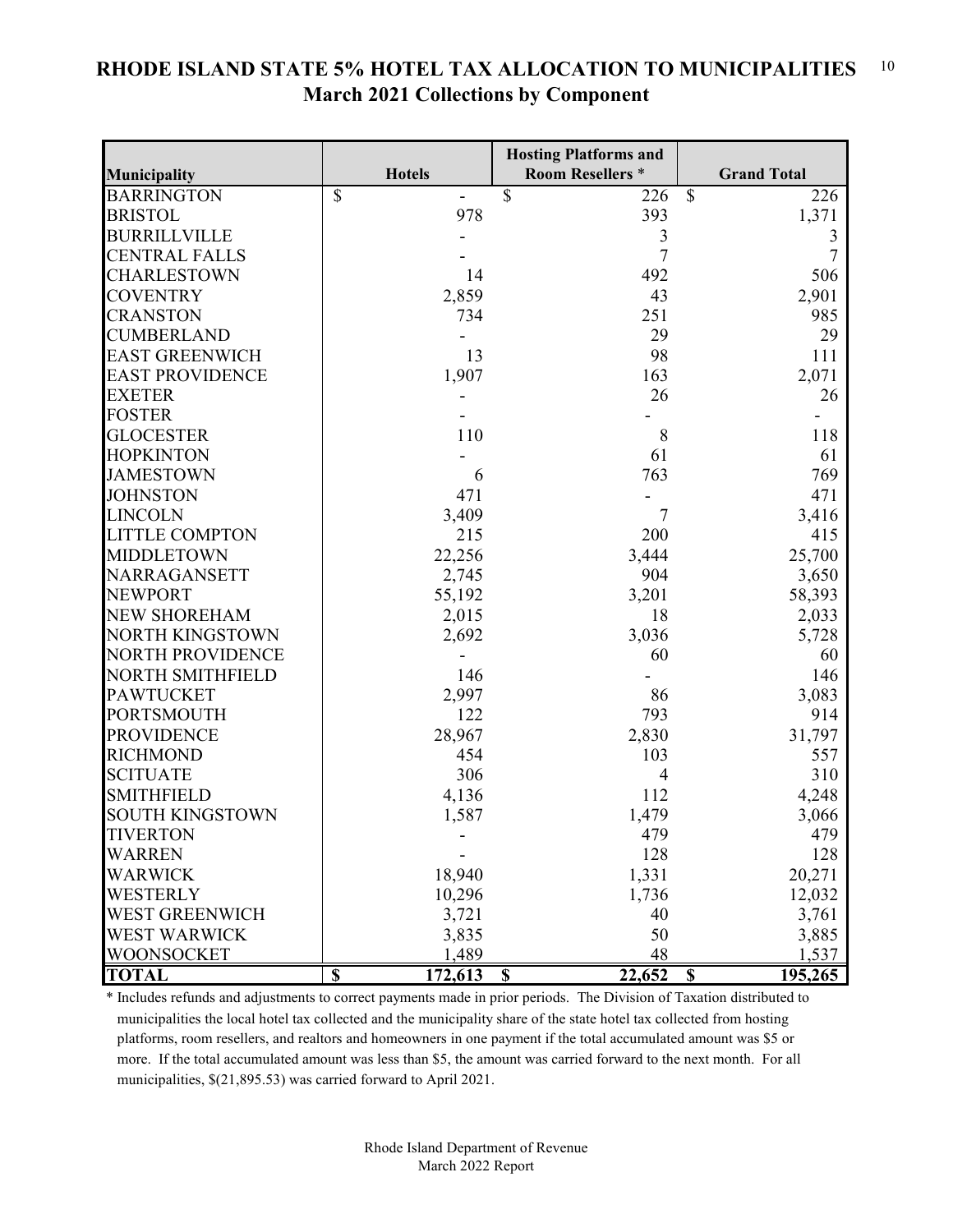# RHODE ISLAND STATE 5% HOTEL TAX ALLOCATION TO MUNICIPALITIES
## March 2021 Collections by Component

| Municipality | Hotels | Hosting Platforms and Room Resellers * | Grand Total |
|---|---|---|---|
| BARRINGTON | $ - | $ 226 | $ 226 |
| BRISTOL | 978 | 393 | 1,371 |
| BURRILLVILLE | - | 3 | 3 |
| CENTRAL FALLS | - | 7 | 7 |
| CHARLESTOWN | 14 | 492 | 506 |
| COVENTRY | 2,859 | 43 | 2,901 |
| CRANSTON | 734 | 251 | 985 |
| CUMBERLAND | - | 29 | 29 |
| EAST GREENWICH | 13 | 98 | 111 |
| EAST PROVIDENCE | 1,907 | 163 | 2,071 |
| EXETER | - | 26 | 26 |
| FOSTER | - | - | - |
| GLOCESTER | 110 | 8 | 118 |
| HOPKINTON | - | 61 | 61 |
| JAMESTOWN | 6 | 763 | 769 |
| JOHNSTON | 471 | - | 471 |
| LINCOLN | 3,409 | 7 | 3,416 |
| LITTLE COMPTON | 215 | 200 | 415 |
| MIDDLETOWN | 22,256 | 3,444 | 25,700 |
| NARRAGANSETT | 2,745 | 904 | 3,650 |
| NEWPORT | 55,192 | 3,201 | 58,393 |
| NEW SHOREHAM | 2,015 | 18 | 2,033 |
| NORTH KINGSTOWN | 2,692 | 3,036 | 5,728 |
| NORTH PROVIDENCE | - | 60 | 60 |
| NORTH SMITHFIELD | 146 | - | 146 |
| PAWTUCKET | 2,997 | 86 | 3,083 |
| PORTSMOUTH | 122 | 793 | 914 |
| PROVIDENCE | 28,967 | 2,830 | 31,797 |
| RICHMOND | 454 | 103 | 557 |
| SCITUATE | 306 | 4 | 310 |
| SMITHFIELD | 4,136 | 112 | 4,248 |
| SOUTH KINGSTOWN | 1,587 | 1,479 | 3,066 |
| TIVERTON | - | 479 | 479 |
| WARREN | - | 128 | 128 |
| WARWICK | 18,940 | 1,331 | 20,271 |
| WESTERLY | 10,296 | 1,736 | 12,032 |
| WEST GREENWICH | 3,721 | 40 | 3,761 |
| WEST WARWICK | 3,835 | 50 | 3,885 |
| WOONSOCKET | 1,489 | 48 | 1,537 |
| **TOTAL** | **$ 172,613** | **$ 22,652** | **$ 195,265** |

\* Includes refunds and adjustments to correct payments made in prior periods. The Division of Taxation distributed to municipalities the local hotel tax collected and the municipality share of the state hotel tax collected from hosting platforms, room resellers, and realtors and homeowners in one payment if the total accumulated amount was $5 or more. If the total accumulated amount was less than $5, the amount was carried forward to the next month. For all municipalities, $(21,895.53) was carried forward to April 2021.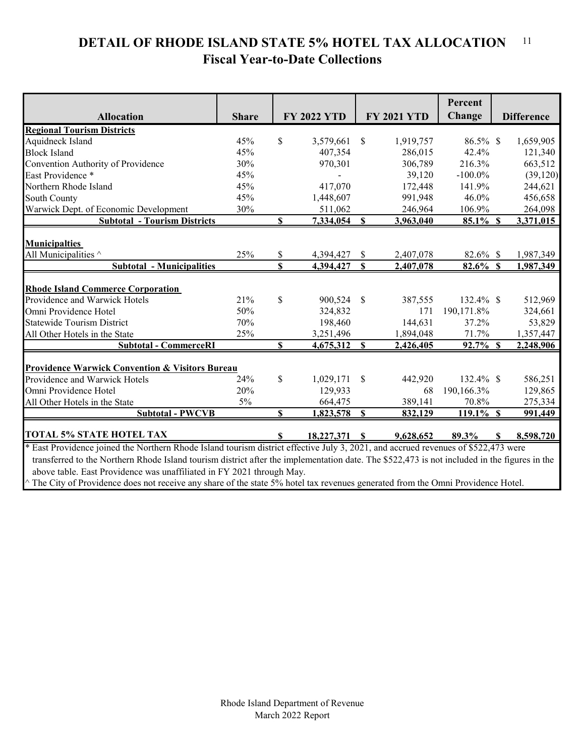# DETAIL OF RHODE ISLAND STATE 5% HOTEL TAX ALLOCATION

## Fiscal Year-to-Date Collections

| Allocation | Share | FY 2022 YTD | FY 2021 YTD | Percent Change | Difference |
|---|---|---|---|---|---|
| **Regional Tourism Districts** | | | | | |
| Aquidneck Island | 45% | $ 3,579,661 | $ 1,919,757 | 86.5% | $ 1,659,905 |
| Block Island | 45% | 407,354 | 286,015 | 42.4% | 121,340 |
| Convention Authority of Providence | 30% | 970,301 | 306,789 | 216.3% | 663,512 |
| East Providence * | 45% | - | 39,120 | -100.0% | (39,120) |
| Northern Rhode Island | 45% | 417,070 | 172,448 | 141.9% | 244,621 |
| South County | 45% | 1,448,607 | 991,948 | 46.0% | 456,658 |
| Warwick Dept. of Economic Development | 30% | 511,062 | 246,964 | 106.9% | 264,098 |
| **Subtotal - Tourism Districts** | | **$ 7,334,054** | **$ 3,963,040** | **85.1%** | **$ 3,371,015** |
| **Municipalties** | | | | | |
| All Municipalities ^ | 25% | $ 4,394,427 | $ 2,407,078 | 82.6% | $ 1,987,349 |
| **Subtotal - Municipalities** | | **$ 4,394,427** | **$ 2,407,078** | **82.6%** | **$ 1,987,349** |
| **Rhode Island Commerce Corporation** | | | | | |
| Providence and Warwick Hotels | 21% | $ 900,524 | $ 387,555 | 132.4% | $ 512,969 |
| Omni Providence Hotel | 50% | 324,832 | 171 | 190,171.8% | 324,661 |
| Statewide Tourism District | 70% | 198,460 | 144,631 | 37.2% | 53,829 |
| All Other Hotels in the State | 25% | 3,251,496 | 1,894,048 | 71.7% | 1,357,447 |
| **Subtotal - CommerceRI** | | **$ 4,675,312** | **$ 2,426,405** | **92.7%** | **$ 2,248,906** |
| **Providence Warwick Convention & Visitors Bureau** | | | | | |
| Providence and Warwick Hotels | 24% | $ 1,029,171 | $ 442,920 | 132.4% | $ 586,251 |
| Omni Providence Hotel | 20% | 129,933 | 68 | 190,166.3% | 129,865 |
| All Other Hotels in the State | 5% | 664,475 | 389,141 | 70.8% | 275,334 |
| **Subtotal - PWCVB** | | **$ 1,823,578** | **$ 832,129** | **119.1%** | **$ 991,449** |
| **TOTAL 5% STATE HOTEL TAX** | | **$ 18,227,371** | **$ 9,628,652** | **89.3%** | **$ 8,598,720** |

* East Providence joined the Northern Rhode Island tourism district effective July 3, 2021, and accrued revenues of $522,473 were transferred to the Northern Rhode Island tourism district after the implementation date. The $522,473 is not included in the figures in the above table. East Providence was unaffiliated in FY 2021 through May.

^ The City of Providence does not receive any share of the state 5% hotel tax revenues generated from the Omni Providence Hotel.

Rhode Island Department of Revenue
March 2022 Report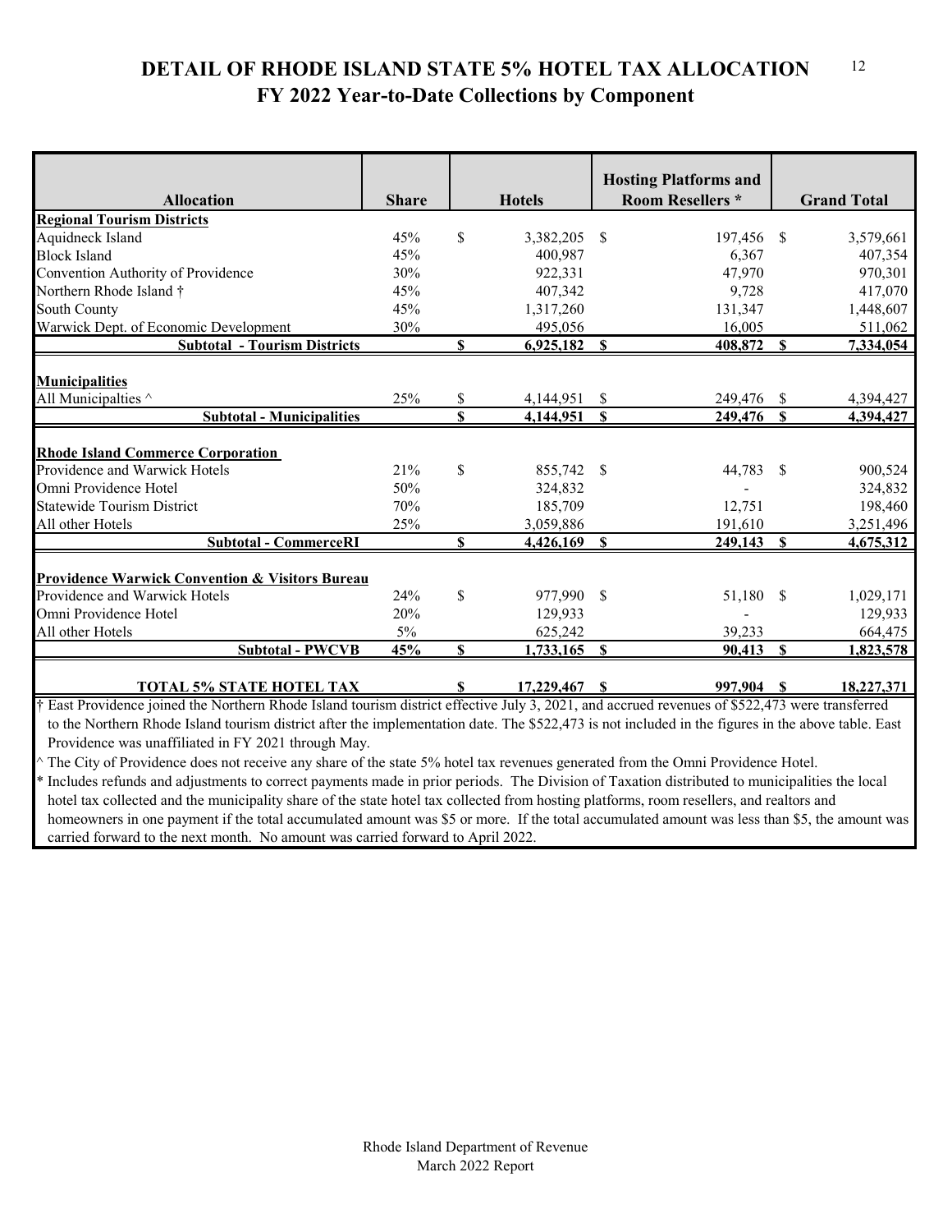# DETAIL OF RHODE ISLAND STATE 5% HOTEL TAX ALLOCATION
## FY 2022 Year-to-Date Collections by Component

| Allocation | Share | Hotels | Hosting Platforms and Room Resellers * | Grand Total |
|---|---|---|---|---|
| **Regional Tourism Districts** | | | | |
| Aquidneck Island | 45% | $ 3,382,205 | $ 197,456 | $ 3,579,661 |
| Block Island | 45% | 400,987 | 6,367 | 407,354 |
| Convention Authority of Providence | 30% | 922,331 | 47,970 | 970,301 |
| Northern Rhode Island † | 45% | 407,342 | 9,728 | 417,070 |
| South County | 45% | 1,317,260 | 131,347 | 1,448,607 |
| Warwick Dept. of Economic Development | 30% | 495,056 | 16,005 | 511,062 |
| **Subtotal - Tourism Districts** | | **$ 6,925,182** | **$ 408,872** | **$ 7,334,054** |
| **Municipalities** | | | | |
| All Municipalties ^ | 25% | $ 4,144,951 | $ 249,476 | $ 4,394,427 |
| **Subtotal - Municipalities** | | **$ 4,144,951** | **$ 249,476** | **$ 4,394,427** |
| **Rhode Island Commerce Corporation** | | | | |
| Providence and Warwick Hotels | 21% | $ 855,742 | $ 44,783 | $ 900,524 |
| Omni Providence Hotel | 50% | 324,832 | - | 324,832 |
| Statewide Tourism District | 70% | 185,709 | 12,751 | 198,460 |
| All other Hotels | 25% | 3,059,886 | 191,610 | 3,251,496 |
| **Subtotal - CommerceRI** | | **$ 4,426,169** | **$ 249,143** | **$ 4,675,312** |
| **Providence Warwick Convention & Visitors Bureau** | | | | |
| Providence and Warwick Hotels | 24% | $ 977,990 | $ 51,180 | $ 1,029,171 |
| Omni Providence Hotel | 20% | 129,933 | - | 129,933 |
| All other Hotels | 5% | 625,242 | 39,233 | 664,475 |
| **Subtotal - PWCVB** | **45%** | **$ 1,733,165** | **$ 90,413** | **$ 1,823,578** |
| **TOTAL 5% STATE HOTEL TAX** | | **$ 17,229,467** | **$ 997,904** | **$ 18,227,371** |

† East Providence joined the Northern Rhode Island tourism district effective July 3, 2021, and accrued revenues of $522,473 were transferred to the Northern Rhode Island tourism district after the implementation date. The $522,473 is not included in the figures in the above table. East Providence was unaffiliated in FY 2021 through May.

^ The City of Providence does not receive any share of the state 5% hotel tax revenues generated from the Omni Providence Hotel.

* Includes refunds and adjustments to correct payments made in prior periods. The Division of Taxation distributed to municipalities the local hotel tax collected and the municipality share of the state hotel tax collected from hosting platforms, room resellers, and realtors and homeowners in one payment if the total accumulated amount was $5 or more. If the total accumulated amount was less than $5, the amount was carried forward to the next month. No amount was carried forward to April 2022.

Rhode Island Department of Revenue
March 2022 Report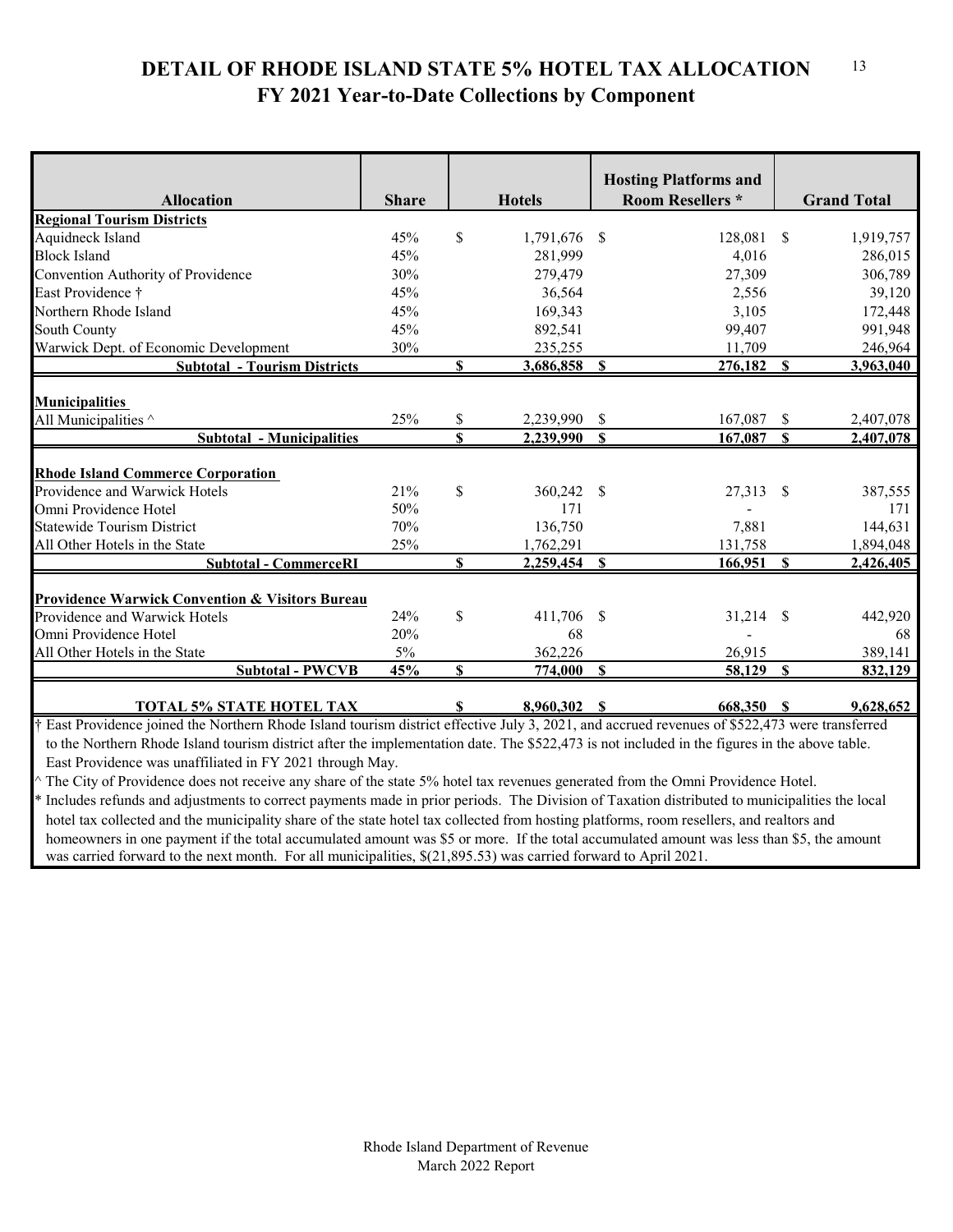# DETAIL OF RHODE ISLAND STATE 5% HOTEL TAX ALLOCATION
## FY 2021 Year-to-Date Collections by Component

| Allocation | Share | Hotels | Hosting Platforms and Room Resellers * | Grand Total |
|---|---|---|---|---|
| **Regional Tourism Districts** | | | | |
| Aquidneck Island | 45% | $ 1,791,676 | $ 128,081 | $ 1,919,757 |
| Block Island | 45% | 281,999 | 4,016 | 286,015 |
| Convention Authority of Providence | 30% | 279,479 | 27,309 | 306,789 |
| East Providence † | 45% | 36,564 | 2,556 | 39,120 |
| Northern Rhode Island | 45% | 169,343 | 3,105 | 172,448 |
| South County | 45% | 892,541 | 99,407 | 991,948 |
| Warwick Dept. of Economic Development | 30% | 235,255 | 11,709 | 246,964 |
| **Subtotal - Tourism Districts** | | **$ 3,686,858** | **$ 276,182** | **$ 3,963,040** |
| **Municipalities** | | | | |
| All Municipalities ^ | 25% | $ 2,239,990 | $ 167,087 | $ 2,407,078 |
| **Subtotal - Municipalities** | | **$ 2,239,990** | **$ 167,087** | **$ 2,407,078** |
| **Rhode Island Commerce Corporation** | | | | |
| Providence and Warwick Hotels | 21% | $ 360,242 | $ 27,313 | $ 387,555 |
| Omni Providence Hotel | 50% | 171 | - | 171 |
| Statewide Tourism District | 70% | 136,750 | 7,881 | 144,631 |
| All Other Hotels in the State | 25% | 1,762,291 | 131,758 | 1,894,048 |
| **Subtotal - CommerceRI** | | **$ 2,259,454** | **$ 166,951** | **$ 2,426,405** |
| **Providence Warwick Convention & Visitors Bureau** | | | | |
| Providence and Warwick Hotels | 24% | $ 411,706 | $ 31,214 | $ 442,920 |
| Omni Providence Hotel | 20% | 68 | - | 68 |
| All Other Hotels in the State | 5% | 362,226 | 26,915 | 389,141 |
| **Subtotal - PWCVB** | **45%** | **$ 774,000** | **$ 58,129** | **$ 832,129** |
| **TOTAL 5% STATE HOTEL TAX** | | **$ 8,960,302** | **$ 668,350** | **$ 9,628,652** |

† East Providence joined the Northern Rhode Island tourism district effective July 3, 2021, and accrued revenues of $522,473 were transferred to the Northern Rhode Island tourism district after the implementation date. The $522,473 is not included in the figures in the above table. East Providence was unaffiliated in FY 2021 through May.

^ The City of Providence does not receive any share of the state 5% hotel tax revenues generated from the Omni Providence Hotel.

* Includes refunds and adjustments to correct payments made in prior periods. The Division of Taxation distributed to municipalities the local hotel tax collected and the municipality share of the state hotel tax collected from hosting platforms, room resellers, and realtors and homeowners in one payment if the total accumulated amount was $5 or more. If the total accumulated amount was less than $5, the amount was carried forward to the next month. For all municipalities, $(21,895.53) was carried forward to April 2021.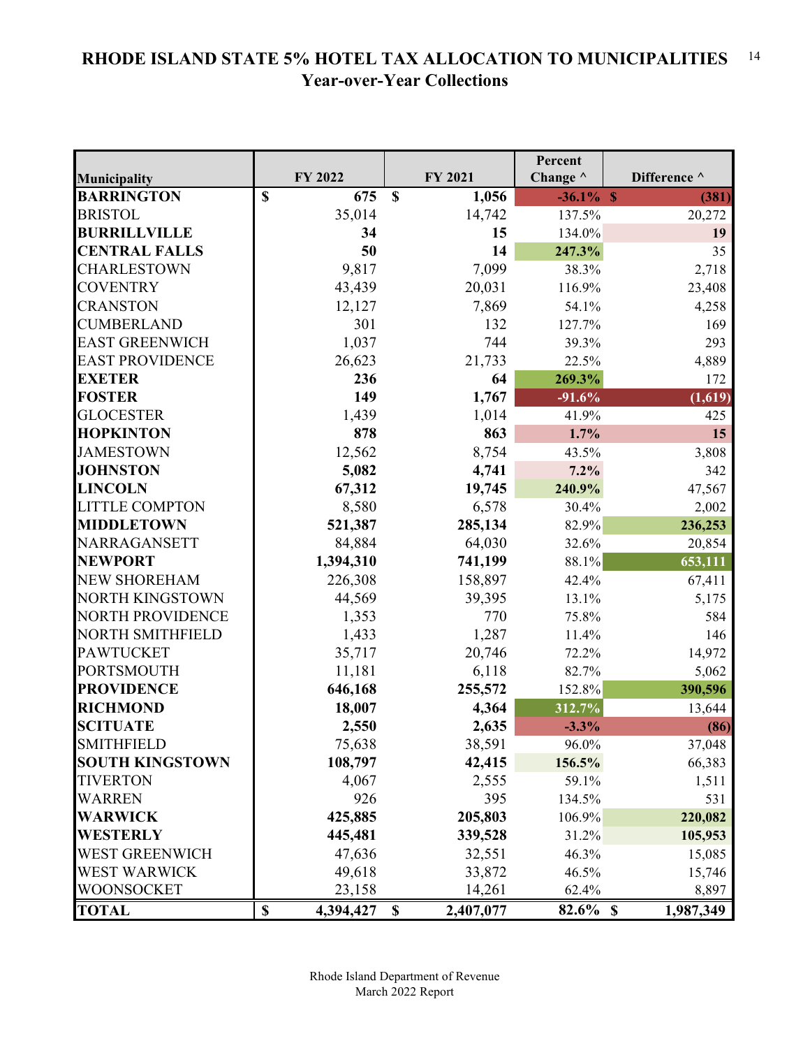# RHODE ISLAND STATE 5% HOTEL TAX ALLOCATION TO MUNICIPALITIES
## Year-over-Year Collections

| Municipality | FY 2022 | FY 2021 | Percent Change ^ | Difference ^ |
|---|---|---|---|---|
| **BARRINGTON** | **$ 675** | **$ 1,056** | **-36.1%** | **$ (381)** |
| BRISTOL | 35,014 | 14,742 | 137.5% | 20,272 |
| **BURRILLVILLE** | **34** | **15** | 134.0% | **19** |
| **CENTRAL FALLS** | **50** | **14** | **247.3%** | 35 |
| CHARLESTOWN | 9,817 | 7,099 | 38.3% | 2,718 |
| COVENTRY | 43,439 | 20,031 | 116.9% | 23,408 |
| CRANSTON | 12,127 | 7,869 | 54.1% | 4,258 |
| CUMBERLAND | 301 | 132 | 127.7% | 169 |
| EAST GREENWICH | 1,037 | 744 | 39.3% | 293 |
| EAST PROVIDENCE | 26,623 | 21,733 | 22.5% | 4,889 |
| **EXETER** | **236** | **64** | **269.3%** | 172 |
| **FOSTER** | **149** | **1,767** | **-91.6%** | **(1,619)** |
| GLOCESTER | 1,439 | 1,014 | 41.9% | 425 |
| **HOPKINTON** | **878** | **863** | **1.7%** | **15** |
| JAMESTOWN | 12,562 | 8,754 | 43.5% | 3,808 |
| **JOHNSTON** | **5,082** | **4,741** | **7.2%** | 342 |
| **LINCOLN** | **67,312** | **19,745** | **240.9%** | 47,567 |
| LITTLE COMPTON | 8,580 | 6,578 | 30.4% | 2,002 |
| **MIDDLETOWN** | **521,387** | **285,134** | 82.9% | **236,253** |
| NARRAGANSETT | 84,884 | 64,030 | 32.6% | 20,854 |
| **NEWPORT** | **1,394,310** | **741,199** | 88.1% | **653,111** |
| NEW SHOREHAM | 226,308 | 158,897 | 42.4% | 67,411 |
| NORTH KINGSTOWN | 44,569 | 39,395 | 13.1% | 5,175 |
| NORTH PROVIDENCE | 1,353 | 770 | 75.8% | 584 |
| NORTH SMITHFIELD | 1,433 | 1,287 | 11.4% | 146 |
| PAWTUCKET | 35,717 | 20,746 | 72.2% | 14,972 |
| PORTSMOUTH | 11,181 | 6,118 | 82.7% | 5,062 |
| **PROVIDENCE** | **646,168** | **255,572** | 152.8% | **390,596** |
| **RICHMOND** | **18,007** | **4,364** | **312.7%** | 13,644 |
| **SCITUATE** | **2,550** | **2,635** | **-3.3%** | **(86)** |
| SMITHFIELD | 75,638 | 38,591 | 96.0% | 37,048 |
| **SOUTH KINGSTOWN** | **108,797** | **42,415** | **156.5%** | 66,383 |
| TIVERTON | 4,067 | 2,555 | 59.1% | 1,511 |
| WARREN | 926 | 395 | 134.5% | 531 |
| **WARWICK** | **425,885** | **205,803** | 106.9% | **220,082** |
| **WESTERLY** | **445,481** | **339,528** | 31.2% | **105,953** |
| WEST GREENWICH | 47,636 | 32,551 | 46.3% | 15,085 |
| WEST WARWICK | 49,618 | 33,872 | 46.5% | 15,746 |
| WOONSOCKET | 23,158 | 14,261 | 62.4% | 8,897 |
| **TOTAL** | **$ 4,394,427** | **$ 2,407,077** | **82.6%** | **$ 1,987,349** |

Rhode Island Department of Revenue
March 2022 Report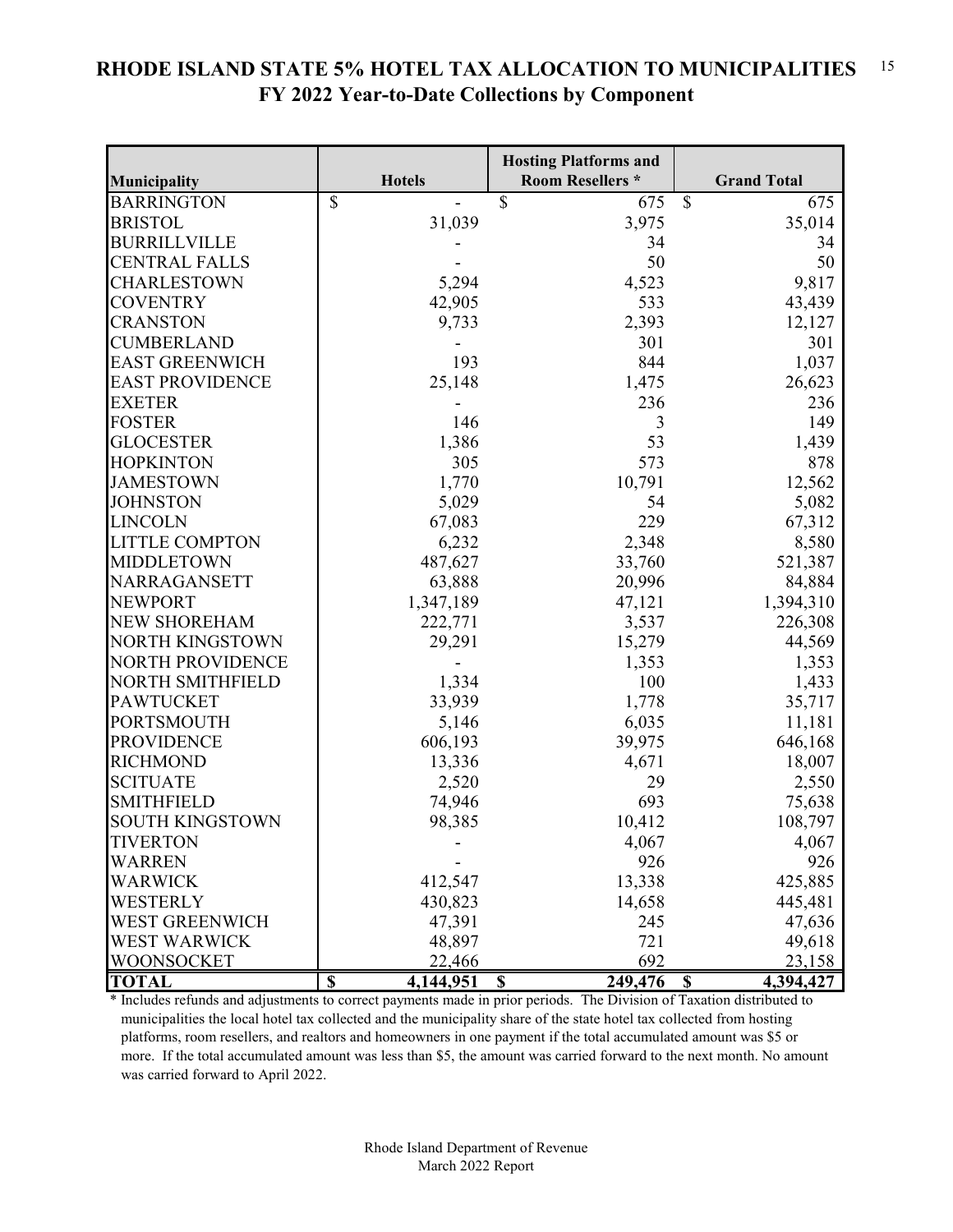# RHODE ISLAND STATE 5% HOTEL TAX ALLOCATION TO MUNICIPALITIES
## FY 2022 Year-to-Date Collections by Component

| Municipality | Hotels | Hosting Platforms and Room Resellers * | Grand Total |
|---|---|---|---|
| BARRINGTON | $ - | $ 675 | $ 675 |
| BRISTOL | 31,039 | 3,975 | 35,014 |
| BURRILLVILLE | - | 34 | 34 |
| CENTRAL FALLS | - | 50 | 50 |
| CHARLESTOWN | 5,294 | 4,523 | 9,817 |
| COVENTRY | 42,905 | 533 | 43,439 |
| CRANSTON | 9,733 | 2,393 | 12,127 |
| CUMBERLAND | - | 301 | 301 |
| EAST GREENWICH | 193 | 844 | 1,037 |
| EAST PROVIDENCE | 25,148 | 1,475 | 26,623 |
| EXETER | - | 236 | 236 |
| FOSTER | 146 | 3 | 149 |
| GLOCESTER | 1,386 | 53 | 1,439 |
| HOPKINTON | 305 | 573 | 878 |
| JAMESTOWN | 1,770 | 10,791 | 12,562 |
| JOHNSTON | 5,029 | 54 | 5,082 |
| LINCOLN | 67,083 | 229 | 67,312 |
| LITTLE COMPTON | 6,232 | 2,348 | 8,580 |
| MIDDLETOWN | 487,627 | 33,760 | 521,387 |
| NARRAGANSETT | 63,888 | 20,996 | 84,884 |
| NEWPORT | 1,347,189 | 47,121 | 1,394,310 |
| NEW SHOREHAM | 222,771 | 3,537 | 226,308 |
| NORTH KINGSTOWN | 29,291 | 15,279 | 44,569 |
| NORTH PROVIDENCE | - | 1,353 | 1,353 |
| NORTH SMITHFIELD | 1,334 | 100 | 1,433 |
| PAWTUCKET | 33,939 | 1,778 | 35,717 |
| PORTSMOUTH | 5,146 | 6,035 | 11,181 |
| PROVIDENCE | 606,193 | 39,975 | 646,168 |
| RICHMOND | 13,336 | 4,671 | 18,007 |
| SCITUATE | 2,520 | 29 | 2,550 |
| SMITHFIELD | 74,946 | 693 | 75,638 |
| SOUTH KINGSTOWN | 98,385 | 10,412 | 108,797 |
| TIVERTON | - | 4,067 | 4,067 |
| WARREN | - | 926 | 926 |
| WARWICK | 412,547 | 13,338 | 425,885 |
| WESTERLY | 430,823 | 14,658 | 445,481 |
| WEST GREENWICH | 47,391 | 245 | 47,636 |
| WEST WARWICK | 48,897 | 721 | 49,618 |
| WOONSOCKET | 22,466 | 692 | 23,158 |
| **TOTAL** | **$ 4,144,951** | **$ 249,476** | **$ 4,394,427** |

\* Includes refunds and adjustments to correct payments made in prior periods. The Division of Taxation distributed to municipalities the local hotel tax collected and the municipality share of the state hotel tax collected from hosting platforms, room resellers, and realtors and homeowners in one payment if the total accumulated amount was $5 or more. If the total accumulated amount was less than $5, the amount was carried forward to the next month. No amount was carried forward to April 2022.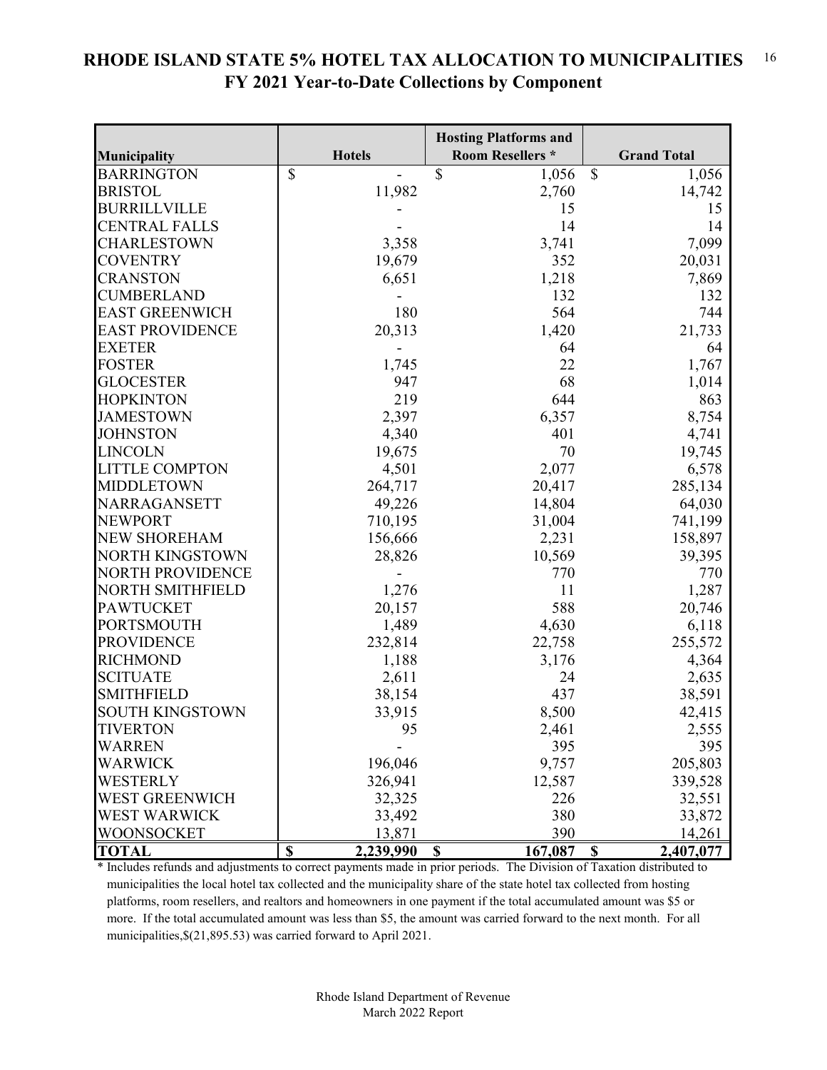## RHODE ISLAND STATE 5% HOTEL TAX ALLOCATION TO MUNICIPALITIES
## FY 2021 Year-to-Date Collections by Component

| Municipality | Hotels | Hosting Platforms and Room Resellers * | Grand Total |
|---|---|---|---|
| BARRINGTON | $ - | $ 1,056 | $ 1,056 |
| BRISTOL | 11,982 | 2,760 | 14,742 |
| BURRILLVILLE | - | 15 | 15 |
| CENTRAL FALLS | - | 14 | 14 |
| CHARLESTOWN | 3,358 | 3,741 | 7,099 |
| COVENTRY | 19,679 | 352 | 20,031 |
| CRANSTON | 6,651 | 1,218 | 7,869 |
| CUMBERLAND | - | 132 | 132 |
| EAST GREENWICH | 180 | 564 | 744 |
| EAST PROVIDENCE | 20,313 | 1,420 | 21,733 |
| EXETER | - | 64 | 64 |
| FOSTER | 1,745 | 22 | 1,767 |
| GLOCESTER | 947 | 68 | 1,014 |
| HOPKINTON | 219 | 644 | 863 |
| JAMESTOWN | 2,397 | 6,357 | 8,754 |
| JOHNSTON | 4,340 | 401 | 4,741 |
| LINCOLN | 19,675 | 70 | 19,745 |
| LITTLE COMPTON | 4,501 | 2,077 | 6,578 |
| MIDDLETOWN | 264,717 | 20,417 | 285,134 |
| NARRAGANSETT | 49,226 | 14,804 | 64,030 |
| NEWPORT | 710,195 | 31,004 | 741,199 |
| NEW SHOREHAM | 156,666 | 2,231 | 158,897 |
| NORTH KINGSTOWN | 28,826 | 10,569 | 39,395 |
| NORTH PROVIDENCE | - | 770 | 770 |
| NORTH SMITHFIELD | 1,276 | 11 | 1,287 |
| PAWTUCKET | 20,157 | 588 | 20,746 |
| PORTSMOUTH | 1,489 | 4,630 | 6,118 |
| PROVIDENCE | 232,814 | 22,758 | 255,572 |
| RICHMOND | 1,188 | 3,176 | 4,364 |
| SCITUATE | 2,611 | 24 | 2,635 |
| SMITHFIELD | 38,154 | 437 | 38,591 |
| SOUTH KINGSTOWN | 33,915 | 8,500 | 42,415 |
| TIVERTON | 95 | 2,461 | 2,555 |
| WARREN | - | 395 | 395 |
| WARWICK | 196,046 | 9,757 | 205,803 |
| WESTERLY | 326,941 | 12,587 | 339,528 |
| WEST GREENWICH | 32,325 | 226 | 32,551 |
| WEST WARWICK | 33,492 | 380 | 33,872 |
| WOONSOCKET | 13,871 | 390 | 14,261 |
| **TOTAL** | **$ 2,239,990** | **$ 167,087** | **$ 2,407,077** |

\* Includes refunds and adjustments to correct payments made in prior periods. The Division of Taxation distributed to municipalities the local hotel tax collected and the municipality share of the state hotel tax collected from hosting platforms, room resellers, and realtors and homeowners in one payment if the total accumulated amount was $5 or more. If the total accumulated amount was less than $5, the amount was carried forward to the next month. For all municipalities,$(21,895.53) was carried forward to April 2021.

Rhode Island Department of Revenue
March 2022 Report